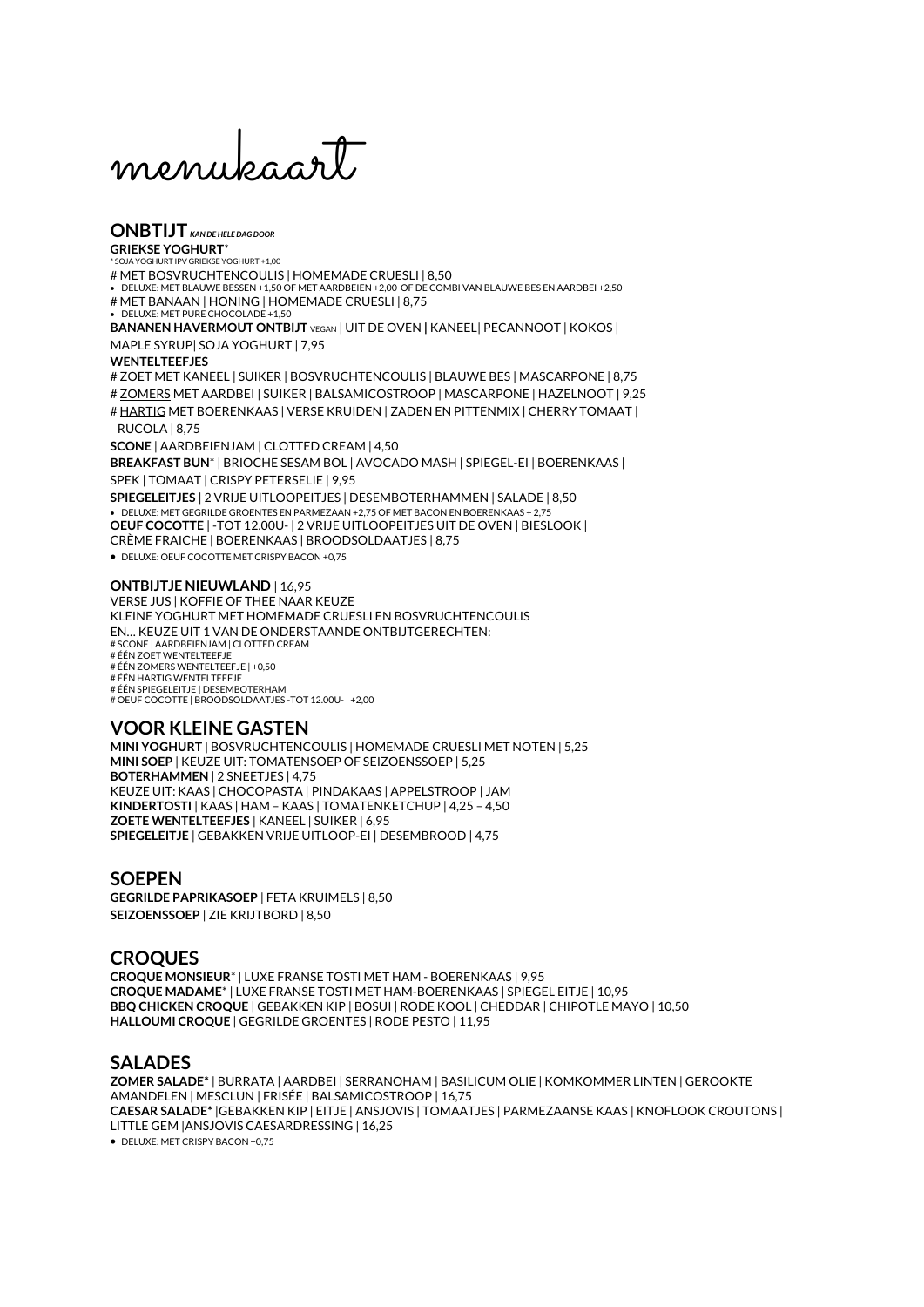# menukaart

## ONBTIJT *KAN DE HELE DAG DOOR*

**GRIEKSE YOGHURT***
* SOJA YOGHURT IPV GRIEKSE YOGHURT +1,00

# MET BOSVRUCHTENCOULIS | HOMEMADE CRUESLI | 8,50
- DELUXE: MET BLAUWE BESSEN +1,50 OF MET AARDBEIEN +2,00 OF DE COMBI VAN BLAUWE BES EN AARDBEI +2,50

# MET BANAAN | HONING | HOMEMADE CRUESLI | 8,75
- DELUXE: MET PURE CHOCOLADE +1,50

**BANANEN HAVERMOUT ONTBIJT** VEGAN | UIT DE OVEN | KANEEL| PECANNOOT | KOKOS | MAPLE SYRUP| SOJA YOGHURT | 7,95

**WENTELTEEFJES**

# ZOET MET KANEEL | SUIKER | BOSVRUCHTENCOULIS | BLAUWE BES | MASCARPONE | 8,75

# ZOMERS MET AARDBEI | SUIKER | BALSAMICOSTROOP | MASCARPONE | HAZELNOOT | 9,25

# HARTIG MET BOERENKAAS | VERSE KRUIDEN | ZADEN EN PITTENMIX | CHERRY TOMAAT | RUCOLA | 8,75

**SCONE** | AARDBEIENJAM | CLOTTED CREAM | 4,50

**BREAKFAST BUN*** | BRIOCHE SESAM BOL | AVOCADO MASH | SPIEGEL-EI | BOERENKAAS | SPEK | TOMAAT | CRISPY PETERSELIE | 9,95

**SPIEGELEITJES** | 2 VRIJE UITLOOPEITJES | DESEMBOTERHAMMEN | SALADE | 8,50
- DELUXE: MET GEGRILDE GROENTES EN PARMEZAAN +2,75 OF MET BACON EN BOERENKAAS + 2,75

**OEUF COCOTTE** | -TOT 12.00U- | 2 VRIJE UITLOOPEITJES UIT DE OVEN | BIESLOOK | CRÈME FRAICHE | BOERENKAAS | BROODSOLDAATJES | 8,75
- DELUXE: OEUF COCOTTE MET CRISPY BACON +0,75

**ONTBIJTJE NIEUWLAND** | 16,95

VERSE JUS | KOFFIE OF THEE NAAR KEUZE
KLEINE YOGHURT MET HOMEMADE CRUESLI EN BOSVRUCHTENCOULIS
EN… KEUZE UIT 1 VAN DE ONDERSTAANDE ONTBIJTGERECHTEN:
# SCONE | AARDBEIENJAM | CLOTTED CREAM
# ÉÉN ZOET WENTELTEEFJE
# ÉÉN ZOMERS WENTELTEEFJE | +0,50
# ÉÉN HARTIG WENTELTEEFJE
# ÉÉN SPIEGELEITJE | DESEMBOTERHAM
# OEUF COCOTTE | BROODSOLDAATJES -TOT 12.00U- | +2,00

## VOOR KLEINE GASTEN

**MINI YOGHURT** | BOSVRUCHTENCOULIS | HOMEMADE CRUESLI MET NOTEN | 5,25
**MINI SOEP** | KEUZE UIT: TOMATENSOEP OF SEIZOENSSOEP | 5,25
**BOTERHAMMEN** | 2 SNEETJES | 4,75
KEUZE UIT: KAAS | CHOCOPASTA | PINDAKAAS | APPELSTROOP | JAM
**KINDERTOSTI** | KAAS | HAM – KAAS | TOMATENKETCHUP | 4,25 – 4,50
**ZOETE WENTELTEEFJES** | KANEEL | SUIKER | 6,95
**SPIEGELEITJE** | GEBAKKEN VRIJE UITLOOP-EI | DESEMBROOD | 4,75

## SOEPEN

**GEGRILDE PAPRIKASOEP** | FETA KRUIMELS | 8,50
**SEIZOENSSOEP** | ZIE KRIJTBORD | 8,50

## CROQUES

**CROQUE MONSIEUR*** | LUXE FRANSE TOSTI MET HAM - BOERENKAAS | 9,95
**CROQUE MADAME*** | LUXE FRANSE TOSTI MET HAM-BOERENKAAS | SPIEGEL EITJE | 10,95
**BBQ CHICKEN CROQUE** | GEBAKKEN KIP | BOSUI | RODE KOOL | CHEDDAR | CHIPOTLE MAYO | 10,50
**HALLOUMI CROQUE** | GEGRILDE GROENTES | RODE PESTO | 11,95

## SALADES

**ZOMER SALADE*** | BURRATA | AARDBEI | SERRANOHAM | BASILICUM OLIE | KOMKOMMER LINTEN | GEROOKTE AMANDELEN | MESCLUN | FRISÉE | BALSAMICOSTROOP | 16,75

**CAESAR SALADE*** |GEBAKKEN KIP | EITJE | ANSJOVIS | TOMAATJES | PARMEZAANSE KAAS | KNOFLOOK CROUTONS | LITTLE GEM |ANSJOVIS CAESARDRESSING | 16,25
- DELUXE: MET CRISPY BACON +0,75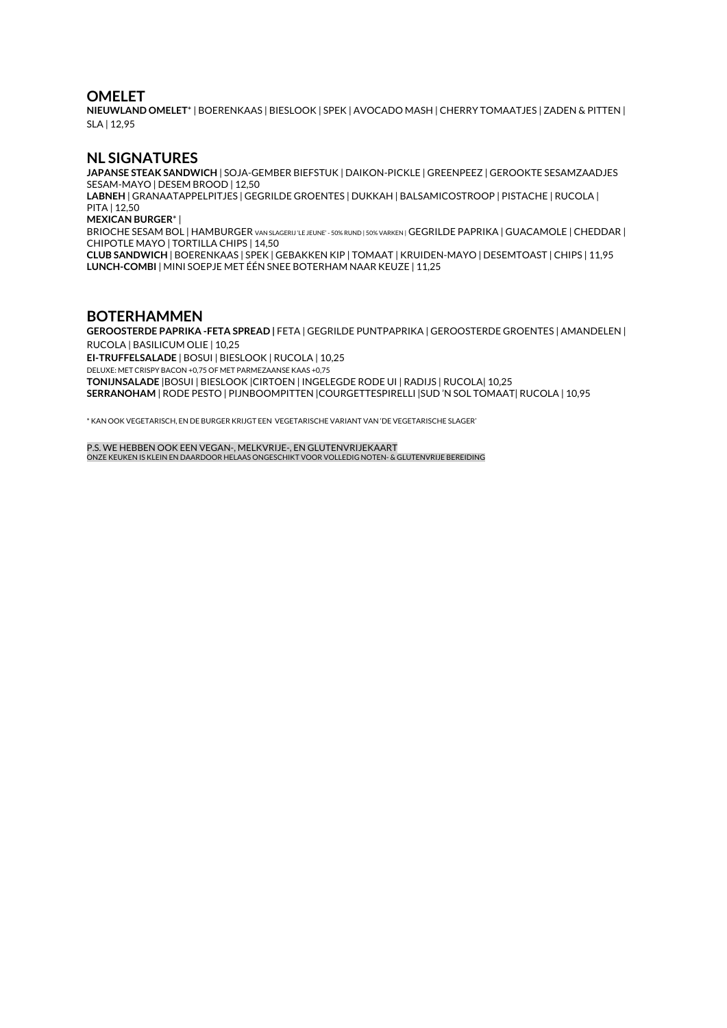## OMELET

**NIEUWLAND OMELET*** | BOERENKAAS | BIESLOOK | SPEK | AVOCADO MASH | CHERRY TOMAATJES | ZADEN & PITTEN | SLA | 12,95

## NL SIGNATURES

**JAPANSE STEAK SANDWICH** | SOJA-GEMBER BIEFSTUK | DAIKON-PICKLE | GREENPEEZ | GEROOKTE SESAMZAADJES SESAM-MAYO | DESEM BROOD | 12,50

**LABNEH** | GRANAATAPPELPITJES | GEGRILDE GROENTES | DUKKAH | BALSAMICOSTROOP | PISTACHE | RUCOLA | PITA | 12,50

**MEXICAN BURGER*** |
BRIOCHE SESAM BOL | HAMBURGER VAN SLAGERIJ 'LE JEUNE' - 50% RUND | 50% VARKEN | GEGRILDE PAPRIKA | GUACAMOLE | CHEDDAR | CHIPOTLE MAYO | TORTILLA CHIPS | 14,50

**CLUB SANDWICH** | BOERENKAAS | SPEK | GEBAKKEN KIP | TOMAAT | KRUIDEN-MAYO | DESEMTOAST | CHIPS | 11,95

**LUNCH-COMBI** | MINI SOEPJE MET ÉÉN SNEE BOTERHAM NAAR KEUZE | 11,25

## BOTERHAMMEN

**GEROOSTERDE PAPRIKA -FETA SPREAD |** FETA | GEGRILDE PUNTPAPRIKA | GEROOSTERDE GROENTES | AMANDELEN | RUCOLA | BASILICUM OLIE | 10,25

**EI-TRUFFELSALADE** | BOSUI | BIESLOOK | RUCOLA | 10,25
DELUXE: MET CRISPY BACON +0,75 OF MET PARMEZAANSE KAAS +0,75

**TONIJNSALADE** |BOSUI | BIESLOOK |CIRTOEN | INGELEGDE RODE UI | RADIJS | RUCOLA| 10,25

**SERRANOHAM** | RODE PESTO | PIJNBOOMPITTEN |COURGETTESPIRELLI |SUD 'N SOL TOMAAT| RUCOLA | 10,95

* KAN OOK VEGETARISCH, EN DE BURGER KRIJGT EEN VEGETARISCHE VARIANT VAN 'DE VEGETARISCHE SLAGER'

P.S. WE HEBBEN OOK EEN VEGAN-, MELKVRIJE-, EN GLUTENVRIJEKAART
ONZE KEUKEN IS KLEIN EN DAARDOOR HELAAS ONGESCHIKT VOOR VOLLEDIG NOTEN- & GLUTENVRIJE BEREIDING